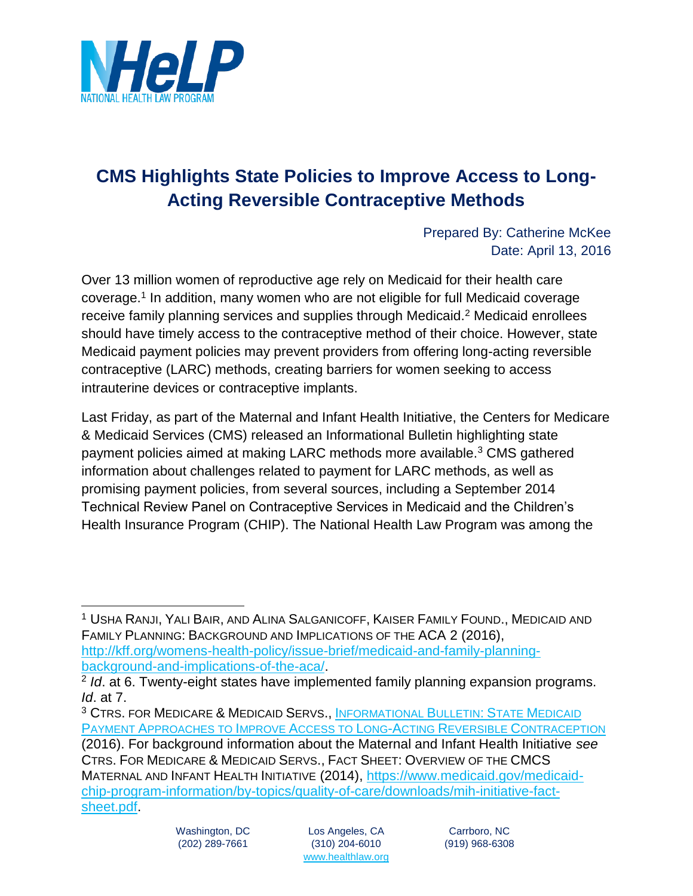# CMS Highlights State Policies to Improve Access to Long-Acting Reversible Contraceptive Methods

Prepared By: Catherine McKee
Date: April 13, 2016

Over 13 million women of reproductive age rely on Medicaid for their health care coverage.[1] In addition, many women who are not eligible for full Medicaid coverage receive family planning services and supplies through Medicaid.[2] Medicaid enrollees should have timely access to the contraceptive method of their choice. However, state Medicaid payment policies may prevent providers from offering long-acting reversible contraceptive (LARC) methods, creating barriers for women seeking to access intrauterine devices or contraceptive implants.

Last Friday, as part of the Maternal and Infant Health Initiative, the Centers for Medicare & Medicaid Services (CMS) released an Informational Bulletin highlighting state payment policies aimed at making LARC methods more available.[3] CMS gathered information about challenges related to payment for LARC methods, as well as promising payment policies, from several sources, including a September 2014 Technical Review Panel on Contraceptive Services in Medicaid and the Children's Health Insurance Program (CHIP). The National Health Law Program was among the

---

[1] USHA RANJI, YALI BAIR, AND ALINA SALGANICOFF, KAISER FAMILY FOUND., MEDICAID AND FAMILY PLANNING: BACKGROUND AND IMPLICATIONS OF THE ACA 2 (2016), http://kff.org/womens-health-policy/issue-brief/medicaid-and-family-planning-background-and-implications-of-the-aca/.

[2] *Id*. at 6. Twenty-eight states have implemented family planning expansion programs. *Id*. at 7.

[3] CTRS. FOR MEDICARE & MEDICAID SERVS., INFORMATIONAL BULLETIN: STATE MEDICAID PAYMENT APPROACHES TO IMPROVE ACCESS TO LONG-ACTING REVERSIBLE CONTRACEPTION (2016). For background information about the Maternal and Infant Health Initiative *see* CTRS. FOR MEDICARE & MEDICAID SERVS., FACT SHEET: OVERVIEW OF THE CMCS MATERNAL AND INFANT HEALTH INITIATIVE (2014), https://www.medicaid.gov/medicaid-chip-program-information/by-topics/quality-of-care/downloads/mih-initiative-fact-sheet.pdf.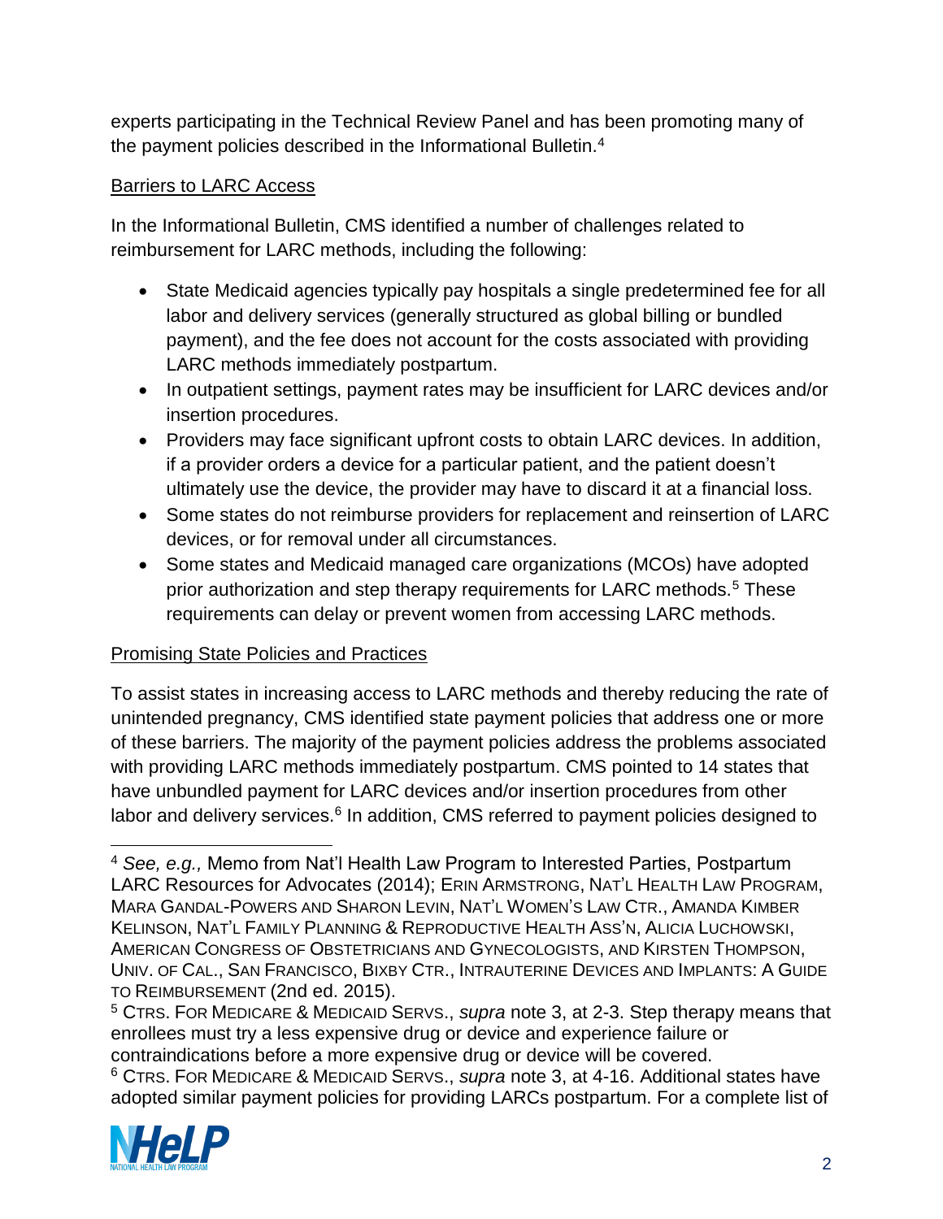experts participating in the Technical Review Panel and has been promoting many of the payment policies described in the Informational Bulletin.[4]

Barriers to LARC Access

In the Informational Bulletin, CMS identified a number of challenges related to reimbursement for LARC methods, including the following:

- State Medicaid agencies typically pay hospitals a single predetermined fee for all labor and delivery services (generally structured as global billing or bundled payment), and the fee does not account for the costs associated with providing LARC methods immediately postpartum.
- In outpatient settings, payment rates may be insufficient for LARC devices and/or insertion procedures.
- Providers may face significant upfront costs to obtain LARC devices. In addition, if a provider orders a device for a particular patient, and the patient doesn't ultimately use the device, the provider may have to discard it at a financial loss.
- Some states do not reimburse providers for replacement and reinsertion of LARC devices, or for removal under all circumstances.
- Some states and Medicaid managed care organizations (MCOs) have adopted prior authorization and step therapy requirements for LARC methods.[5] These requirements can delay or prevent women from accessing LARC methods.

Promising State Policies and Practices

To assist states in increasing access to LARC methods and thereby reducing the rate of unintended pregnancy, CMS identified state payment policies that address one or more of these barriers. The majority of the payment policies address the problems associated with providing LARC methods immediately postpartum. CMS pointed to 14 states that have unbundled payment for LARC devices and/or insertion procedures from other labor and delivery services.[6] In addition, CMS referred to payment policies designed to

---

[4] *See, e.g.,* Memo from Nat'l Health Law Program to Interested Parties, Postpartum LARC Resources for Advocates (2014); Erin Armstrong, Nat'l Health Law Program, Mara Gandal-Powers and Sharon Levin, Nat'l Women's Law Ctr., Amanda Kimber Kelinson, Nat'l Family Planning & Reproductive Health Ass'n, Alicia Luchowski, American Congress of Obstetricians and Gynecologists, and Kirsten Thompson, Univ. of Cal., San Francisco, Bixby Ctr., Intrauterine Devices and Implants: A Guide to Reimbursement (2nd ed. 2015).

[5] Ctrs. For Medicare & Medicaid Servs., *supra* note 3, at 2-3. Step therapy means that enrollees must try a less expensive drug or device and experience failure or contraindications before a more expensive drug or device will be covered.

[6] Ctrs. For Medicare & Medicaid Servs., *supra* note 3, at 4-16. Additional states have adopted similar payment policies for providing LARCs postpartum. For a complete list of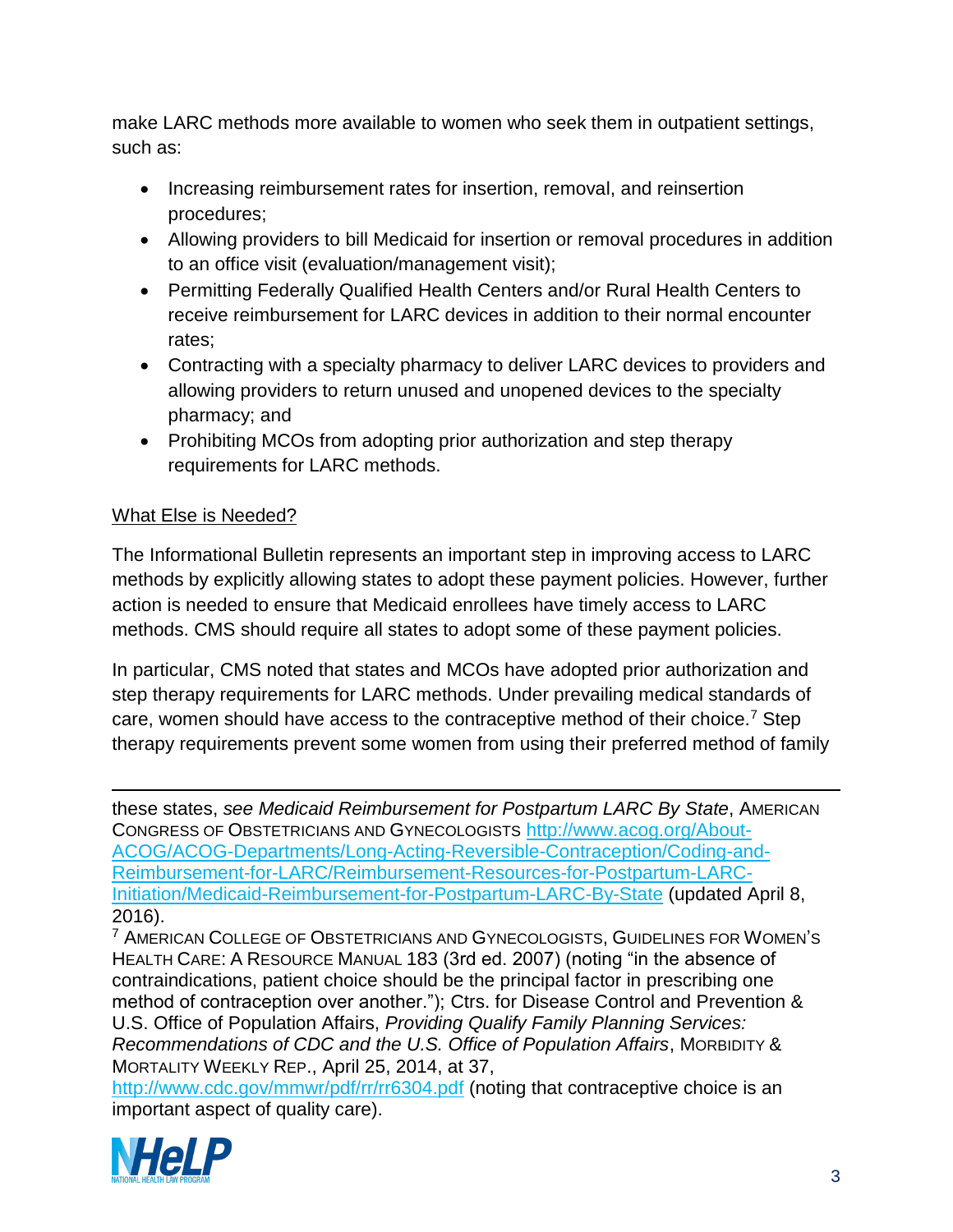make LARC methods more available to women who seek them in outpatient settings, such as:

- Increasing reimbursement rates for insertion, removal, and reinsertion procedures;
- Allowing providers to bill Medicaid for insertion or removal procedures in addition to an office visit (evaluation/management visit);
- Permitting Federally Qualified Health Centers and/or Rural Health Centers to receive reimbursement for LARC devices in addition to their normal encounter rates;
- Contracting with a specialty pharmacy to deliver LARC devices to providers and allowing providers to return unused and unopened devices to the specialty pharmacy; and
- Prohibiting MCOs from adopting prior authorization and step therapy requirements for LARC methods.

<u>What Else is Needed?</u>

The Informational Bulletin represents an important step in improving access to LARC methods by explicitly allowing states to adopt these payment policies. However, further action is needed to ensure that Medicaid enrollees have timely access to LARC methods. CMS should require all states to adopt some of these payment policies.

In particular, CMS noted that states and MCOs have adopted prior authorization and step therapy requirements for LARC methods. Under prevailing medical standards of care, women should have access to the contraceptive method of their choice.[7] Step therapy requirements prevent some women from using their preferred method of family

---

these states, *see Medicaid Reimbursement for Postpartum LARC By State*, AMERICAN CONGRESS OF OBSTETRICIANS AND GYNECOLOGISTS http://www.acog.org/About-ACOG/ACOG-Departments/Long-Acting-Reversible-Contraception/Coding-and-Reimbursement-for-LARC/Reimbursement-Resources-for-Postpartum-LARC-Initiation/Medicaid-Reimbursement-for-Postpartum-LARC-By-State (updated April 8, 2016).

[7] AMERICAN COLLEGE OF OBSTETRICIANS AND GYNECOLOGISTS, GUIDELINES FOR WOMEN'S HEALTH CARE: A RESOURCE MANUAL 183 (3rd ed. 2007) (noting "in the absence of contraindications, patient choice should be the principal factor in prescribing one method of contraception over another."); Ctrs. for Disease Control and Prevention & U.S. Office of Population Affairs, *Providing Qualify Family Planning Services: Recommendations of CDC and the U.S. Office of Population Affairs*, MORBIDITY & MORTALITY WEEKLY REP., April 25, 2014, at 37, http://www.cdc.gov/mmwr/pdf/rr/rr6304.pdf (noting that contraceptive choice is an important aspect of quality care).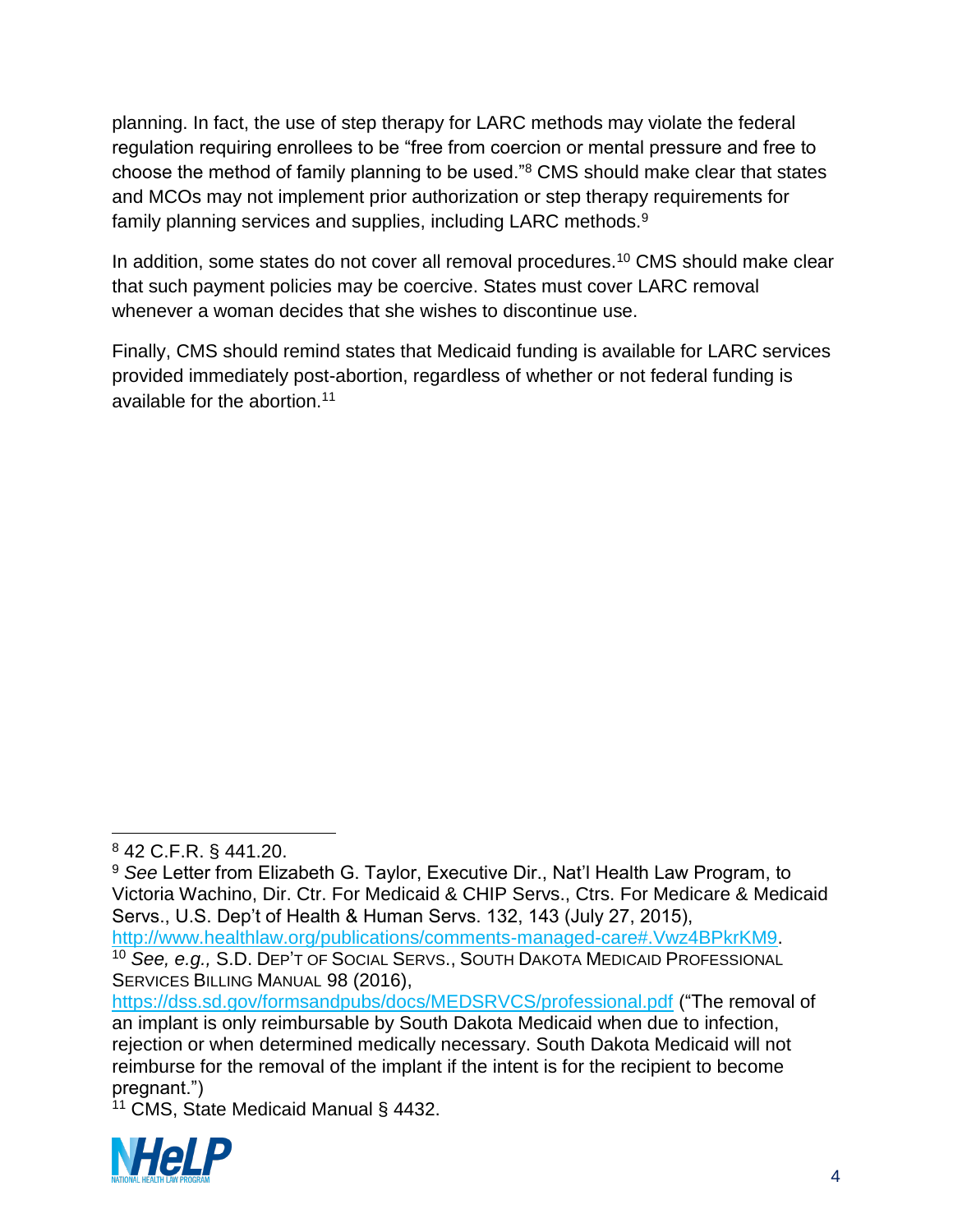planning. In fact, the use of step therapy for LARC methods may violate the federal regulation requiring enrollees to be "free from coercion or mental pressure and free to choose the method of family planning to be used."[8] CMS should make clear that states and MCOs may not implement prior authorization or step therapy requirements for family planning services and supplies, including LARC methods.[9]

In addition, some states do not cover all removal procedures.[10] CMS should make clear that such payment policies may be coercive. States must cover LARC removal whenever a woman decides that she wishes to discontinue use.

Finally, CMS should remind states that Medicaid funding is available for LARC services provided immediately post-abortion, regardless of whether or not federal funding is available for the abortion.[11]

---

[8] 42 C.F.R. § 441.20.

[9] *See* Letter from Elizabeth G. Taylor, Executive Dir., Nat'l Health Law Program, to Victoria Wachino, Dir. Ctr. For Medicaid & CHIP Servs., Ctrs. For Medicare & Medicaid Servs., U.S. Dep't of Health & Human Servs. 132, 143 (July 27, 2015), http://www.healthlaw.org/publications/comments-managed-care#.Vwz4BPkrKM9.

[10] *See, e.g.,* S.D. DEP'T OF SOCIAL SERVS., SOUTH DAKOTA MEDICAID PROFESSIONAL SERVICES BILLING MANUAL 98 (2016), https://dss.sd.gov/formsandpubs/docs/MEDSRVCS/professional.pdf ("The removal of an implant is only reimbursable by South Dakota Medicaid when due to infection, rejection or when determined medically necessary. South Dakota Medicaid will not reimburse for the removal of the implant if the intent is for the recipient to become pregnant.")

[11] CMS, State Medicaid Manual § 4432.